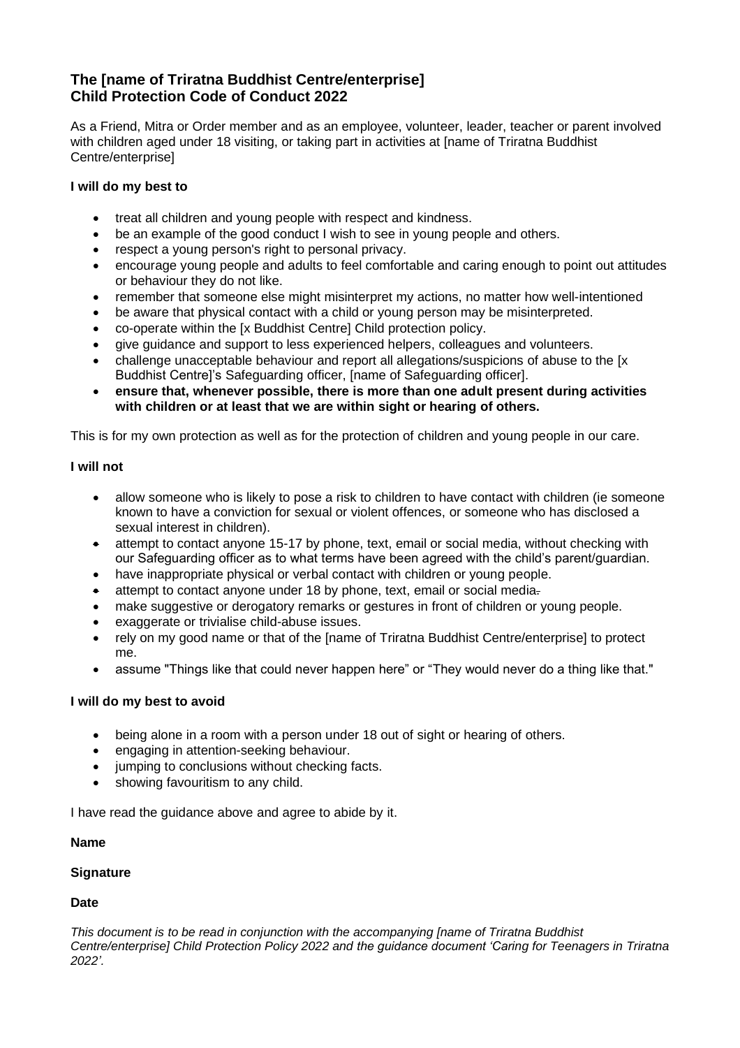# The [name of Triratna Buddhist Centre/enterprise] Child Protection Code of Conduct 2022

As a Friend, Mitra or Order member and as an employee, volunteer, leader, teacher or parent involved with children aged under 18 visiting, or taking part in activities at [name of Triratna Buddhist Centre/enterprise]

**I will do my best to**

- treat all children and young people with respect and kindness.
- be an example of the good conduct I wish to see in young people and others.
- respect a young person's right to personal privacy.
- encourage young people and adults to feel comfortable and caring enough to point out attitudes or behaviour they do not like.
- remember that someone else might misinterpret my actions, no matter how well-intentioned
- be aware that physical contact with a child or young person may be misinterpreted.
- co-operate within the [x Buddhist Centre] Child protection policy.
- give guidance and support to less experienced helpers, colleagues and volunteers.
- challenge unacceptable behaviour and report all allegations/suspicions of abuse to the [x Buddhist Centre]'s Safeguarding officer, [name of Safeguarding officer].
- **ensure that, whenever possible, there is more than one adult present during activities with children or at least that we are within sight or hearing of others.**

This is for my own protection as well as for the protection of children and young people in our care.

**I will not**

- allow someone who is likely to pose a risk to children to have contact with children (ie someone known to have a conviction for sexual or violent offences, or someone who has disclosed a sexual interest in children).
- attempt to contact anyone 15-17 by phone, text, email or social media, without checking with our Safeguarding officer as to what terms have been agreed with the child's parent/guardian.
- have inappropriate physical or verbal contact with children or young people.
- attempt to contact anyone under 18 by phone, text, email or social media.
- make suggestive or derogatory remarks or gestures in front of children or young people.
- exaggerate or trivialise child-abuse issues.
- rely on my good name or that of the [name of Triratna Buddhist Centre/enterprise] to protect me.
- assume "Things like that could never happen here" or "They would never do a thing like that."

**I will do my best to avoid**

- being alone in a room with a person under 18 out of sight or hearing of others.
- engaging in attention-seeking behaviour.
- jumping to conclusions without checking facts.
- showing favouritism to any child.

I have read the guidance above and agree to abide by it.

**Name**

**Signature**

**Date**

*This document is to be read in conjunction with the accompanying [name of Triratna Buddhist Centre/enterprise] Child Protection Policy 2022 and the guidance document 'Caring for Teenagers in Triratna 2022'.*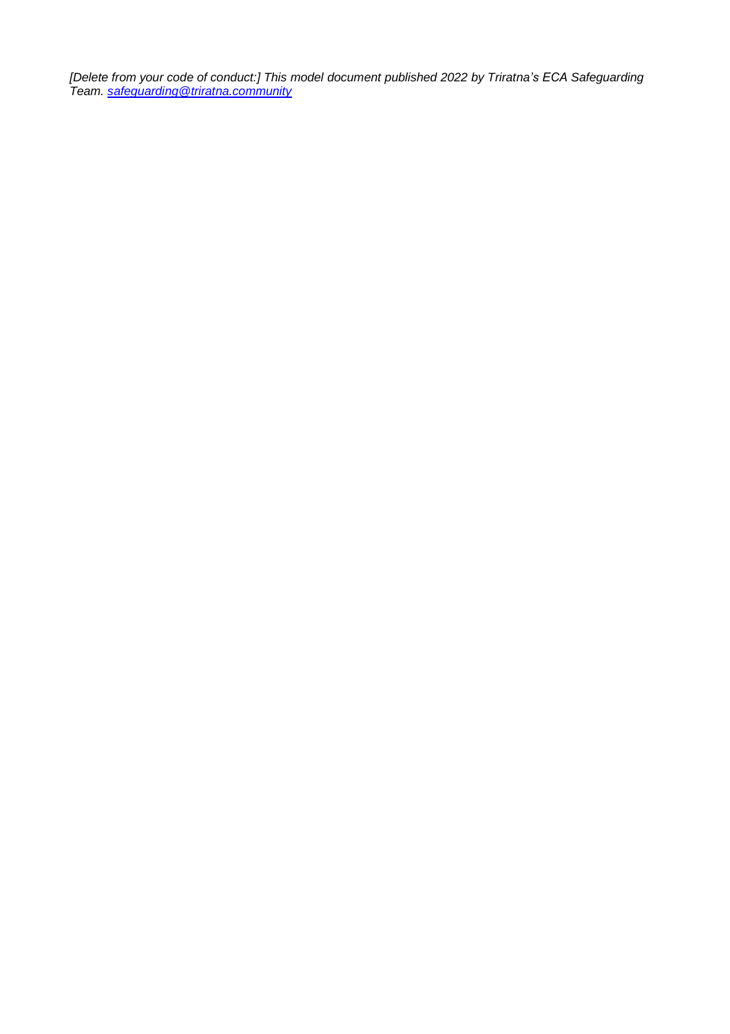*[Delete from your code of conduct:] This model document published 2022 by Triratna's ECA Safeguarding Team. [safeguarding@triratna.community](mailto:safeguarding@triratna.community)*